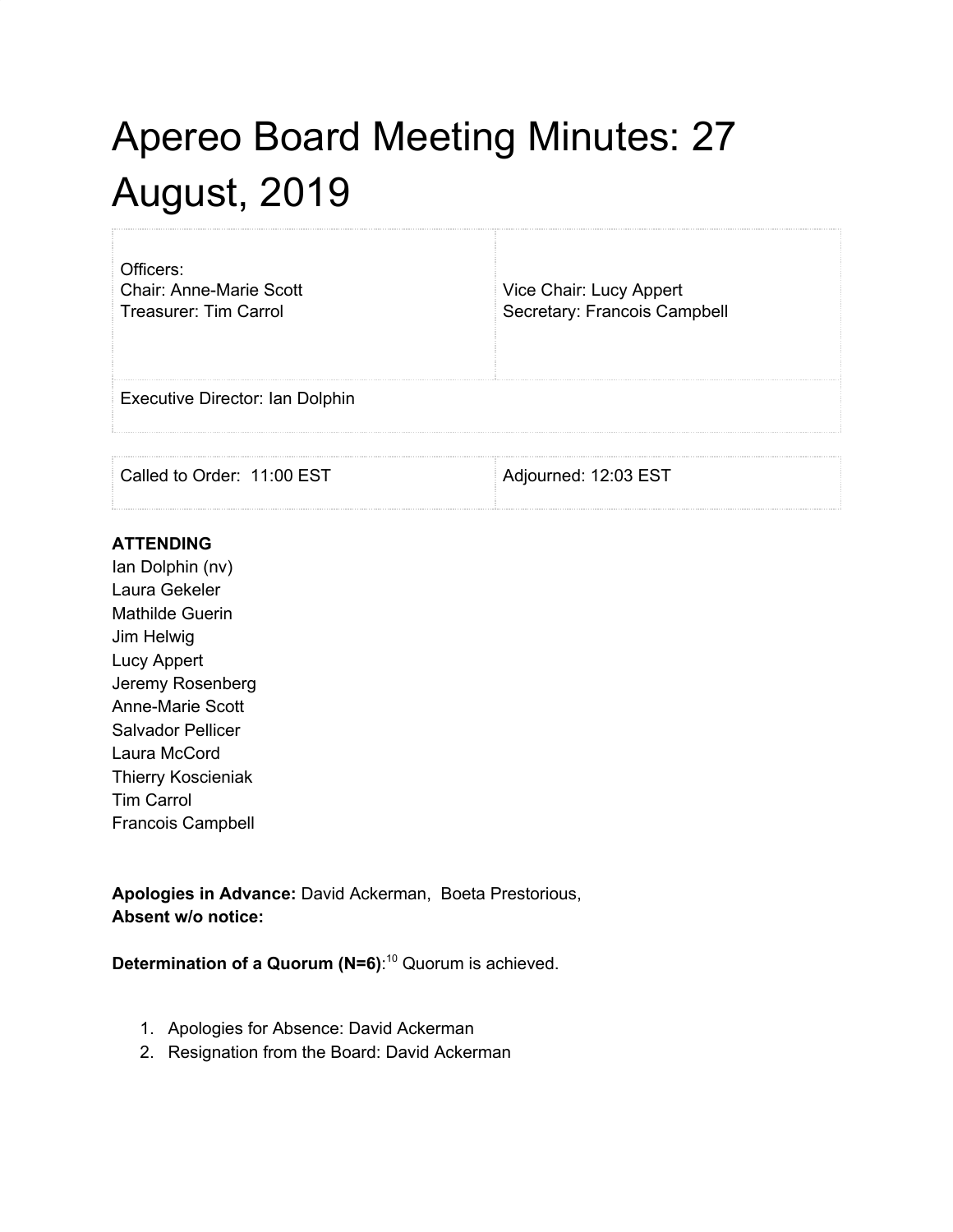# Apereo Board Meeting Minutes: 27 August, 2019

| Officers:<br>Chair: Anne-Marie Scott<br>Treasurer: Tim Carrol | Vice Chair: Lucy Appert<br>Secretary: Francois Campbell |
|---|---|
| Executive Director: Ian Dolphin | |

| Called to Order: 11:00 EST | Adjourned: 12:03 EST |
|---|---|

**ATTENDING**
Ian Dolphin (nv)
Laura Gekeler
Mathilde Guerin
Jim Helwig
Lucy Appert
Jeremy Rosenberg
Anne-Marie Scott
Salvador Pellicer
Laura McCord
Thierry Koscieniak
Tim Carrol
Francois Campbell

**Apologies in Advance:** David Ackerman, Boeta Prestorious,
**Absent w/o notice:**

**Determination of a Quorum (N=6)**:[10] Quorum is achieved.

1. Apologies for Absence: David Ackerman
2. Resignation from the Board: David Ackerman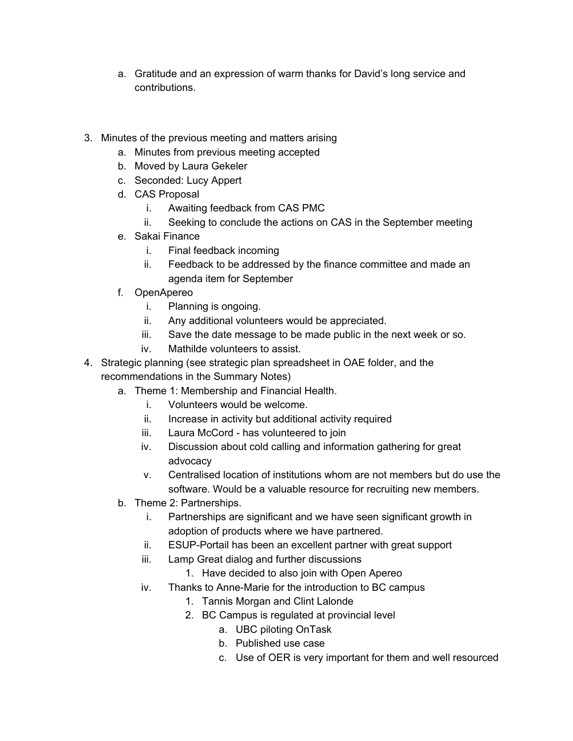a. Gratitude and an expression of warm thanks for David's long service and contributions.

3. Minutes of the previous meeting and matters arising
   a. Minutes from previous meeting accepted
   b. Moved by Laura Gekeler
   c. Seconded: Lucy Appert
   d. CAS Proposal
      i. Awaiting feedback from CAS PMC
      ii. Seeking to conclude the actions on CAS in the September meeting
   e. Sakai Finance
      i. Final feedback incoming
      ii. Feedback to be addressed by the finance committee and made an agenda item for September
   f. OpenApereo
      i. Planning is ongoing.
      ii. Any additional volunteers would be appreciated.
      iii. Save the date message to be made public in the next week or so.
      iv. Mathilde volunteers to assist.
4. Strategic planning (see strategic plan spreadsheet in OAE folder, and the recommendations in the Summary Notes)
   a. Theme 1: Membership and Financial Health.
      i. Volunteers would be welcome.
      ii. Increase in activity but additional activity required
      iii. Laura McCord - has volunteered to join
      iv. Discussion about cold calling and information gathering for great advocacy
      v. Centralised location of institutions whom are not members but do use the software. Would be a valuable resource for recruiting new members.
   b. Theme 2: Partnerships.
      i. Partnerships are significant and we have seen significant growth in adoption of products where we have partnered.
      ii. ESUP-Portail has been an excellent partner with great support
      iii. Lamp Great dialog and further discussions
         1. Have decided to also join with Open Apereo
      iv. Thanks to Anne-Marie for the introduction to BC campus
         1. Tannis Morgan and Clint Lalonde
         2. BC Campus is regulated at provincial level
            a. UBC piloting OnTask
            b. Published use case
            c. Use of OER is very important for them and well resourced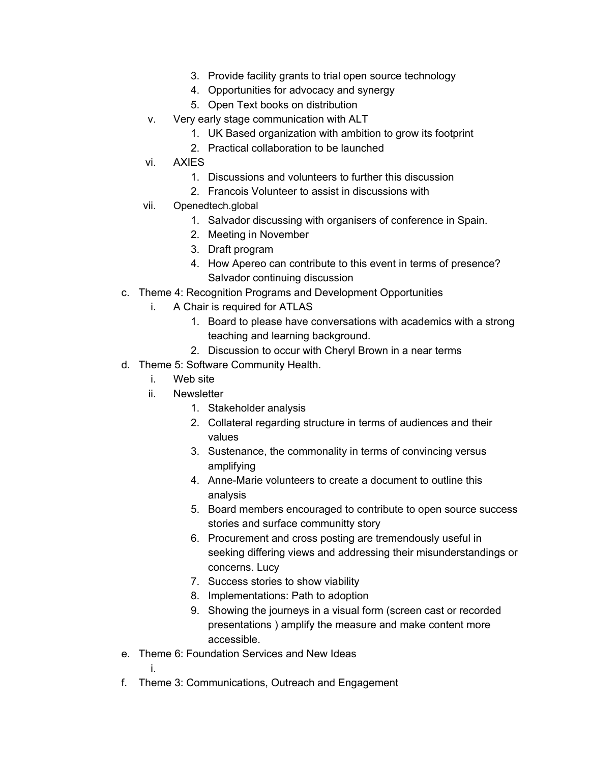3. Provide facility grants to trial open source technology
    4. Opportunities for advocacy and synergy
    5. Open Text books on distribution
  - v. Very early stage communication with ALT
    1. UK Based organization with ambition to grow its footprint
    2. Practical collaboration to be launched
  - vi. AXIES
    1. Discussions and volunteers to further this discussion
    2. Francois Volunteer to assist in discussions with
  - vii. Openedtech.global
    1. Salvador discussing with organisers of conference in Spain.
    2. Meeting in November
    3. Draft program
    4. How Apereo can contribute to this event in terms of presence? Salvador continuing discussion

- c. Theme 4: Recognition Programs and Development Opportunities
  - i. A Chair is required for ATLAS
    1. Board to please have conversations with academics with a strong teaching and learning background.
    2. Discussion to occur with Cheryl Brown in a near terms
- d. Theme 5: Software Community Health.
  - i. Web site
  - ii. Newsletter
    1. Stakeholder analysis
    2. Collateral regarding structure in terms of audiences and their values
    3. Sustenance, the commonality in terms of convincing versus amplifying
    4. Anne-Marie volunteers to create a document to outline this analysis
    5. Board members encouraged to contribute to open source success stories and surface communitty story
    6. Procurement and cross posting are tremendously useful in seeking differing views and addressing their misunderstandings or concerns. Lucy
    7. Success stories to show viability
    8. Implementations: Path to adoption
    9. Showing the journeys in a visual form (screen cast or recorded presentations ) amplify the measure and make content more accessible.
- e. Theme 6: Foundation Services and New Ideas
  - i.
- f. Theme 3: Communications, Outreach and Engagement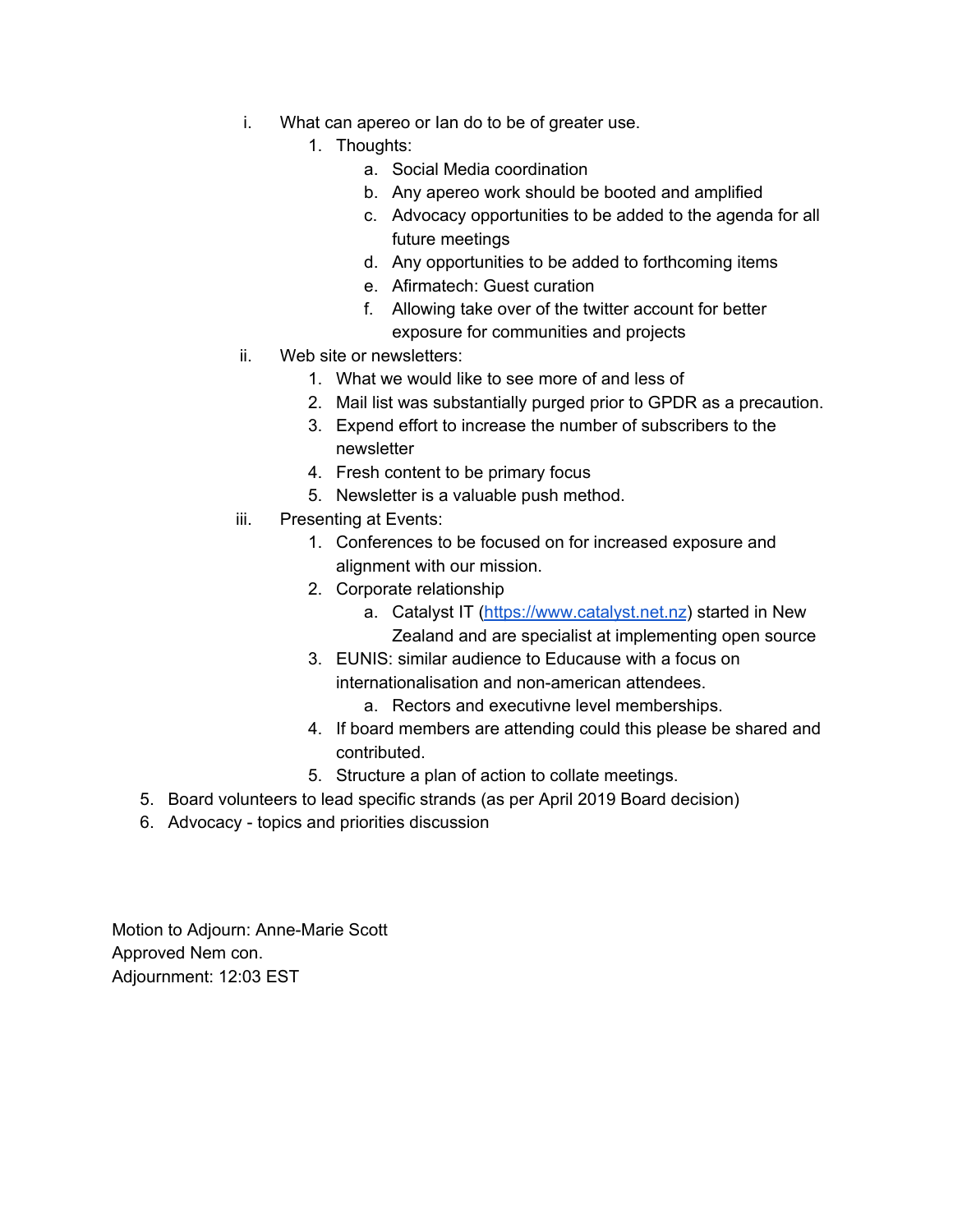i. What can apereo or Ian do to be of greater use.
        1. Thoughts:
            a. Social Media coordination
            b. Any apereo work should be booted and amplified
            c. Advocacy opportunities to be added to the agenda for all future meetings
            d. Any opportunities to be added to forthcoming items
            e. Afirmatech: Guest curation
            f. Allowing take over of the twitter account for better exposure for communities and projects
    ii. Web site or newsletters:
        1. What we would like to see more of and less of
        2. Mail list was substantially purged prior to GPDR as a precaution.
        3. Expend effort to increase the number of subscribers to the newsletter
        4. Fresh content to be primary focus
        5. Newsletter is a valuable push method.
    iii. Presenting at Events:
        1. Conferences to be focused on for increased exposure and alignment with our mission.
        2. Corporate relationship
            a. Catalyst IT (https://www.catalyst.net.nz) started in New Zealand and are specialist at implementing open source
        3. EUNIS: similar audience to Educause with a focus on internationalisation and non-american attendees.
            a. Rectors and executivne level memberships.
        4. If board members are attending could this please be shared and contributed.
        5. Structure a plan of action to collate meetings.

5. Board volunteers to lead specific strands (as per April 2019 Board decision)
6. Advocacy - topics and priorities discussion

Motion to Adjourn: Anne-Marie Scott
Approved Nem con.
Adjournment: 12:03 EST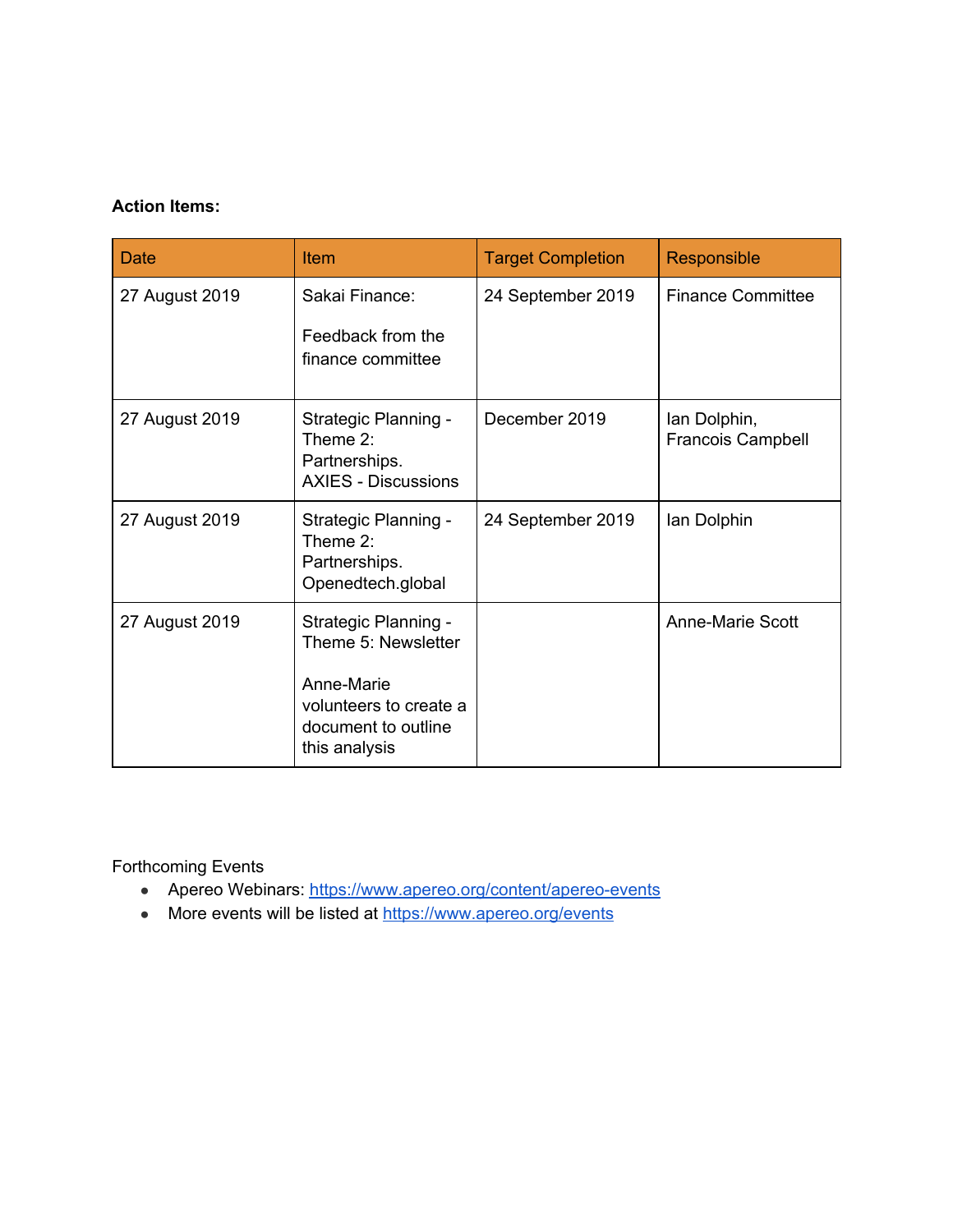**Action Items:**

| Date | Item | Target Completion | Responsible |
| --- | --- | --- | --- |
| 27 August 2019 | Sakai Finance:<br><br>Feedback from the finance committee | 24 September 2019 | Finance Committee |
| 27 August 2019 | Strategic Planning - Theme 2: Partnerships. AXIES - Discussions | December 2019 | Ian Dolphin, Francois Campbell |
| 27 August 2019 | Strategic Planning - Theme 2: Partnerships. Openedtech.global | 24 September 2019 | Ian Dolphin |
| 27 August 2019 | Strategic Planning - Theme 5: Newsletter<br><br>Anne-Marie volunteers to create a document to outline this analysis | | Anne-Marie Scott |

Forthcoming Events

- Apereo Webinars: https://www.apereo.org/content/apereo-events
- More events will be listed at https://www.apereo.org/events